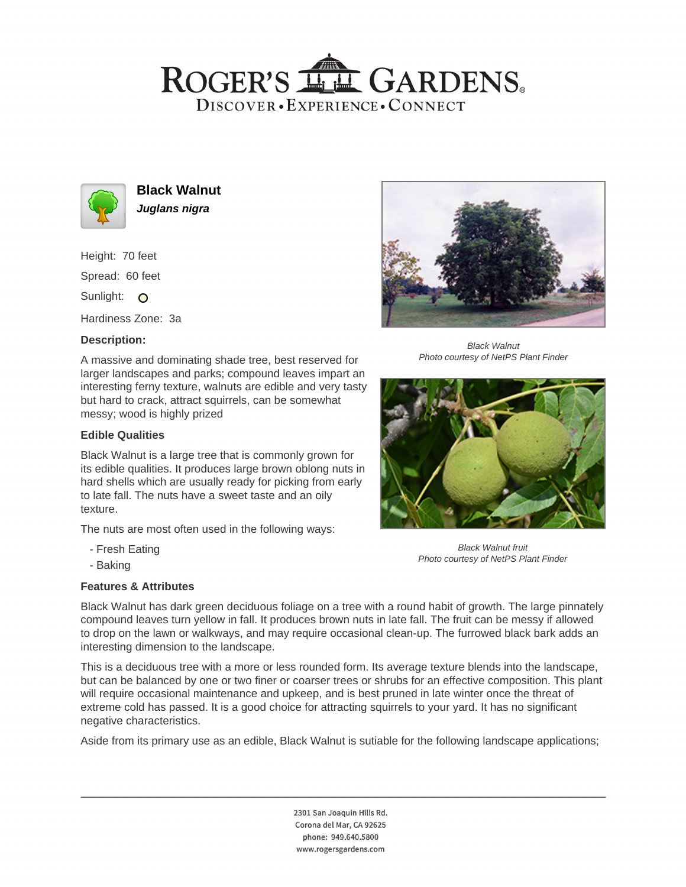# Black Walnut

***Juglans nigra***

Height: 70 feet

Spread: 60 feet

Sunlight: ○

Hardiness Zone: 3a

### Description:

A massive and dominating shade tree, best reserved for larger landscapes and parks; compound leaves impart an interesting ferny texture, walnuts are edible and very tasty but hard to crack, attract squirrels, can be somewhat messy; wood is highly prized

Black Walnut
Photo courtesy of NetPS Plant Finder

Black Walnut fruit
Photo courtesy of NetPS Plant Finder

### Edible Qualities

Black Walnut is a large tree that is commonly grown for its edible qualities. It produces large brown oblong nuts in hard shells which are usually ready for picking from early to late fall. The nuts have a sweet taste and an oily texture.

The nuts are most often used in the following ways:

- Fresh Eating
- Baking

### Features & Attributes

Black Walnut has dark green deciduous foliage on a tree with a round habit of growth. The large pinnately compound leaves turn yellow in fall. It produces brown nuts in late fall. The fruit can be messy if allowed to drop on the lawn or walkways, and may require occasional clean-up. The furrowed black bark adds an interesting dimension to the landscape.

This is a deciduous tree with a more or less rounded form. Its average texture blends into the landscape, but can be balanced by one or two finer or coarser trees or shrubs for an effective composition. This plant will require occasional maintenance and upkeep, and is best pruned in late winter once the threat of extreme cold has passed. It is a good choice for attracting squirrels to your yard. It has no significant negative characteristics.

Aside from its primary use as an edible, Black Walnut is sutiable for the following landscape applications;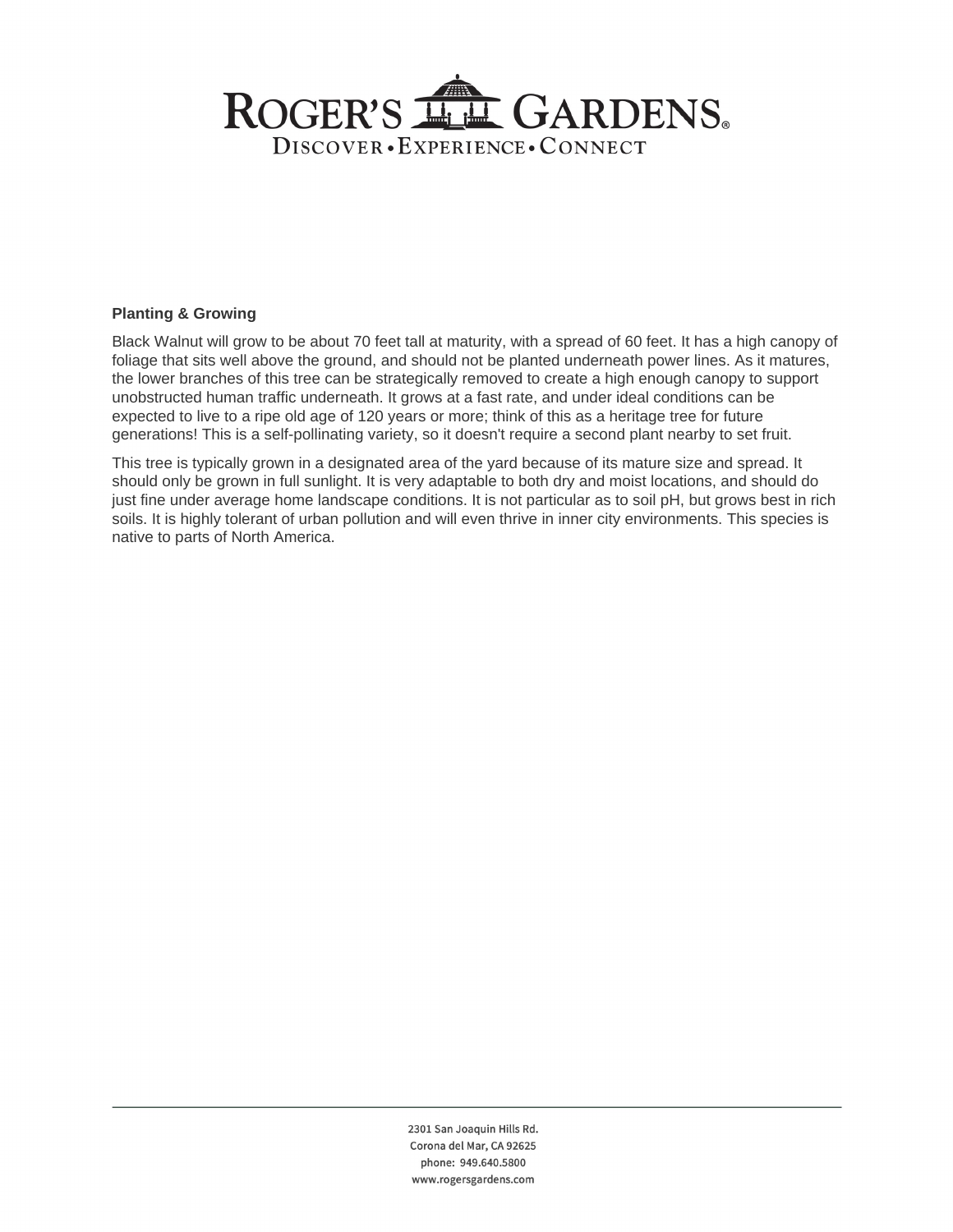### Planting & Growing

Black Walnut will grow to be about 70 feet tall at maturity, with a spread of 60 feet. It has a high canopy of foliage that sits well above the ground, and should not be planted underneath power lines. As it matures, the lower branches of this tree can be strategically removed to create a high enough canopy to support unobstructed human traffic underneath. It grows at a fast rate, and under ideal conditions can be expected to live to a ripe old age of 120 years or more; think of this as a heritage tree for future generations! This is a self-pollinating variety, so it doesn't require a second plant nearby to set fruit.

This tree is typically grown in a designated area of the yard because of its mature size and spread. It should only be grown in full sunlight. It is very adaptable to both dry and moist locations, and should do just fine under average home landscape conditions. It is not particular as to soil pH, but grows best in rich soils. It is highly tolerant of urban pollution and will even thrive in inner city environments. This species is native to parts of North America.